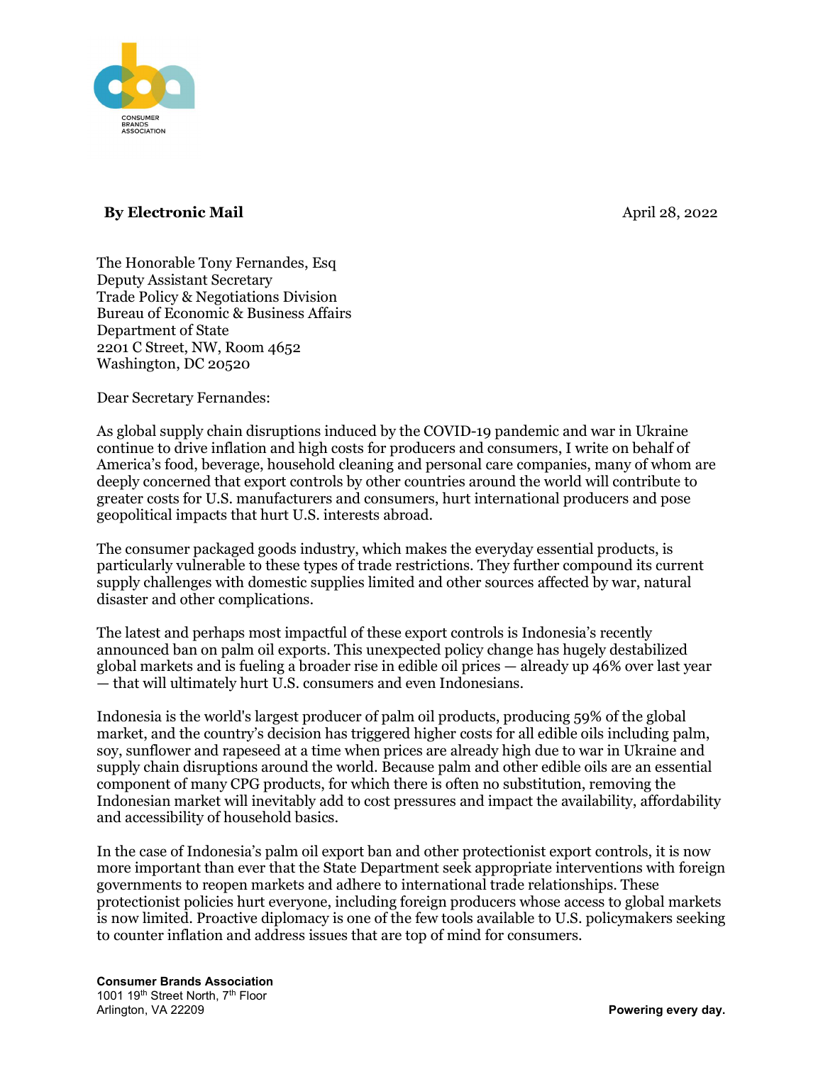CONSUMER BRANDS ASSOCIATION

**By Electronic Mail**

April 28, 2022

The Honorable Tony Fernandes, Esq
Deputy Assistant Secretary
Trade Policy & Negotiations Division
Bureau of Economic & Business Affairs
Department of State
2201 C Street, NW, Room 4652
Washington, DC 20520

Dear Secretary Fernandes:

As global supply chain disruptions induced by the COVID-19 pandemic and war in Ukraine continue to drive inflation and high costs for producers and consumers, I write on behalf of America's food, beverage, household cleaning and personal care companies, many of whom are deeply concerned that export controls by other countries around the world will contribute to greater costs for U.S. manufacturers and consumers, hurt international producers and pose geopolitical impacts that hurt U.S. interests abroad.

The consumer packaged goods industry, which makes the everyday essential products, is particularly vulnerable to these types of trade restrictions. They further compound its current supply challenges with domestic supplies limited and other sources affected by war, natural disaster and other complications.

The latest and perhaps most impactful of these export controls is Indonesia's recently announced ban on palm oil exports. This unexpected policy change has hugely destabilized global markets and is fueling a broader rise in edible oil prices — already up 46% over last year — that will ultimately hurt U.S. consumers and even Indonesians.

Indonesia is the world's largest producer of palm oil products, producing 59% of the global market, and the country's decision has triggered higher costs for all edible oils including palm, soy, sunflower and rapeseed at a time when prices are already high due to war in Ukraine and supply chain disruptions around the world. Because palm and other edible oils are an essential component of many CPG products, for which there is often no substitution, removing the Indonesian market will inevitably add to cost pressures and impact the availability, affordability and accessibility of household basics.

In the case of Indonesia's palm oil export ban and other protectionist export controls, it is now more important than ever that the State Department seek appropriate interventions with foreign governments to reopen markets and adhere to international trade relationships. These protectionist policies hurt everyone, including foreign producers whose access to global markets is now limited. Proactive diplomacy is one of the few tools available to U.S. policymakers seeking to counter inflation and address issues that are top of mind for consumers.

**Consumer Brands Association**
1001 19th Street North, 7th Floor
Arlington, VA 22209

**Powering every day.**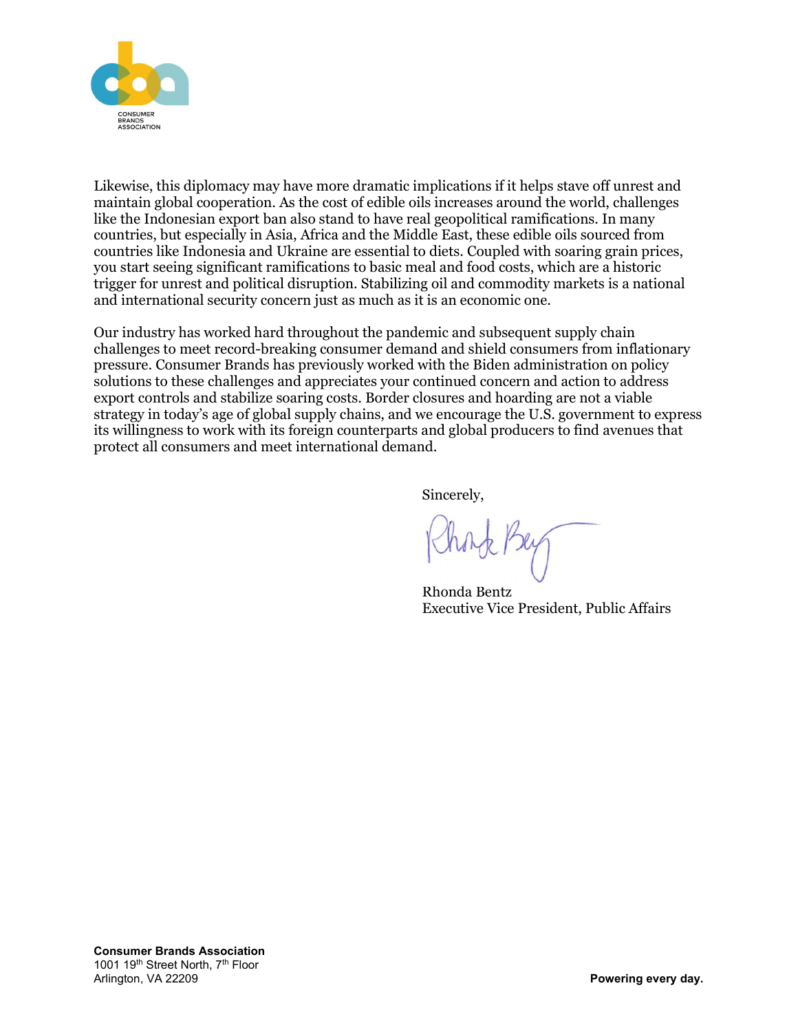Likewise, this diplomacy may have more dramatic implications if it helps stave off unrest and maintain global cooperation. As the cost of edible oils increases around the world, challenges like the Indonesian export ban also stand to have real geopolitical ramifications. In many countries, but especially in Asia, Africa and the Middle East, these edible oils sourced from countries like Indonesia and Ukraine are essential to diets. Coupled with soaring grain prices, you start seeing significant ramifications to basic meal and food costs, which are a historic trigger for unrest and political disruption. Stabilizing oil and commodity markets is a national and international security concern just as much as it is an economic one.

Our industry has worked hard throughout the pandemic and subsequent supply chain challenges to meet record-breaking consumer demand and shield consumers from inflationary pressure. Consumer Brands has previously worked with the Biden administration on policy solutions to these challenges and appreciates your continued concern and action to address export controls and stabilize soaring costs. Border closures and hoarding are not a viable strategy in today's age of global supply chains, and we encourage the U.S. government to express its willingness to work with its foreign counterparts and global producers to find avenues that protect all consumers and meet international demand.

Sincerely,

Rhonda Bentz
Executive Vice President, Public Affairs

**Consumer Brands Association**
1001 19th Street North, 7th Floor
Arlington, VA 22209

**Powering every day.**